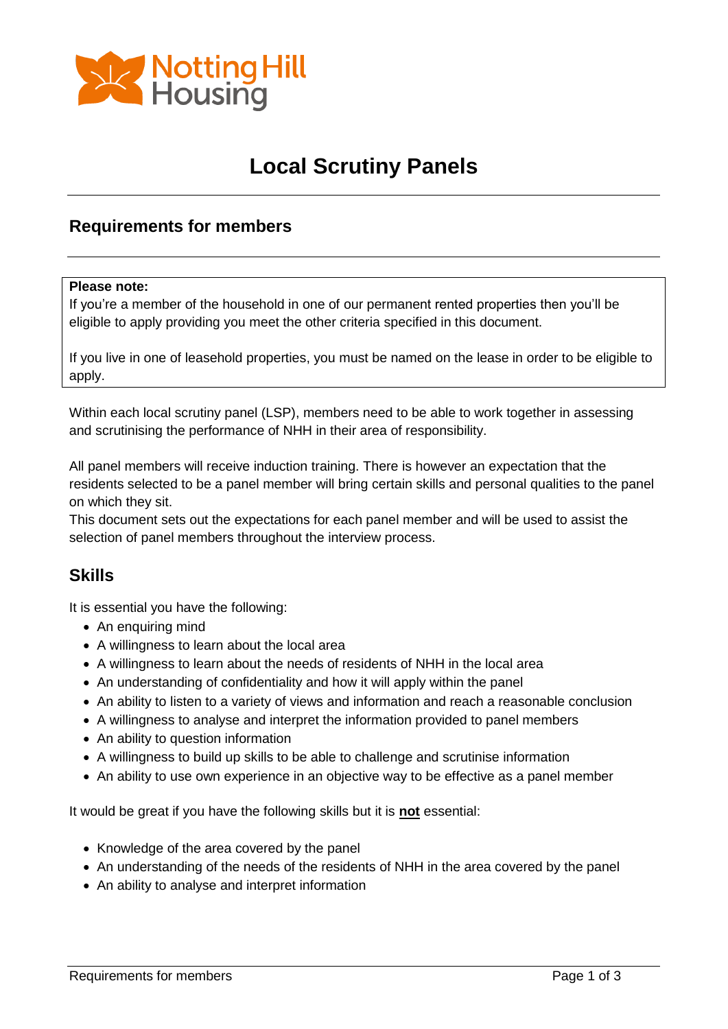# Local Scrutiny Panels

## Requirements for members

**Please note:**
If you're a member of the household in one of our permanent rented properties then you'll be eligible to apply providing you meet the other criteria specified in this document.

If you live in one of leasehold properties, you must be named on the lease in order to be eligible to apply.

Within each local scrutiny panel (LSP), members need to be able to work together in assessing and scrutinising the performance of NHH in their area of responsibility.

All panel members will receive induction training. There is however an expectation that the residents selected to be a panel member will bring certain skills and personal qualities to the panel on which they sit.
This document sets out the expectations for each panel member and will be used to assist the selection of panel members throughout the interview process.

## Skills

It is essential you have the following:

- An enquiring mind
- A willingness to learn about the local area
- A willingness to learn about the needs of residents of NHH in the local area
- An understanding of confidentiality and how it will apply within the panel
- An ability to listen to a variety of views and information and reach a reasonable conclusion
- A willingness to analyse and interpret the information provided to panel members
- An ability to question information
- A willingness to build up skills to be able to challenge and scrutinise information
- An ability to use own experience in an objective way to be effective as a panel member

It would be great if you have the following skills but it is **not** essential:

- Knowledge of the area covered by the panel
- An understanding of the needs of the residents of NHH in the area covered by the panel
- An ability to analyse and interpret information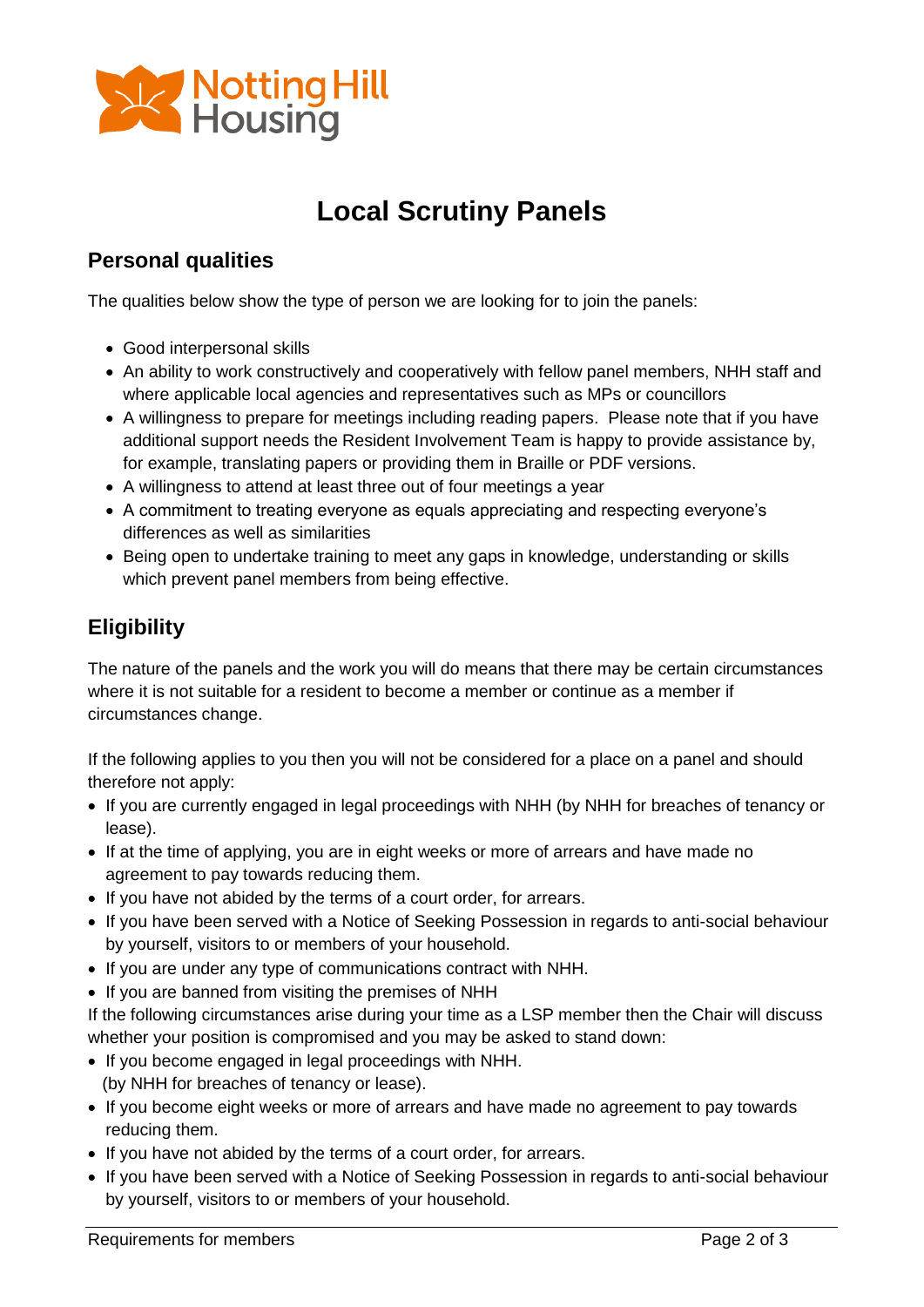# Local Scrutiny Panels

## Personal qualities

The qualities below show the type of person we are looking for to join the panels:

- Good interpersonal skills
- An ability to work constructively and cooperatively with fellow panel members, NHH staff and where applicable local agencies and representatives such as MPs or councillors
- A willingness to prepare for meetings including reading papers. Please note that if you have additional support needs the Resident Involvement Team is happy to provide assistance by, for example, translating papers or providing them in Braille or PDF versions.
- A willingness to attend at least three out of four meetings a year
- A commitment to treating everyone as equals appreciating and respecting everyone's differences as well as similarities
- Being open to undertake training to meet any gaps in knowledge, understanding or skills which prevent panel members from being effective.

## Eligibility

The nature of the panels and the work you will do means that there may be certain circumstances where it is not suitable for a resident to become a member or continue as a member if circumstances change.

If the following applies to you then you will not be considered for a place on a panel and should therefore not apply:

- If you are currently engaged in legal proceedings with NHH (by NHH for breaches of tenancy or lease).
- If at the time of applying, you are in eight weeks or more of arrears and have made no agreement to pay towards reducing them.
- If you have not abided by the terms of a court order, for arrears.
- If you have been served with a Notice of Seeking Possession in regards to anti-social behaviour by yourself, visitors to or members of your household.
- If you are under any type of communications contract with NHH.
- If you are banned from visiting the premises of NHH

If the following circumstances arise during your time as a LSP member then the Chair will discuss whether your position is compromised and you may be asked to stand down:

- If you become engaged in legal proceedings with NHH. (by NHH for breaches of tenancy or lease).
- If you become eight weeks or more of arrears and have made no agreement to pay towards reducing them.
- If you have not abided by the terms of a court order, for arrears.
- If you have been served with a Notice of Seeking Possession in regards to anti-social behaviour by yourself, visitors to or members of your household.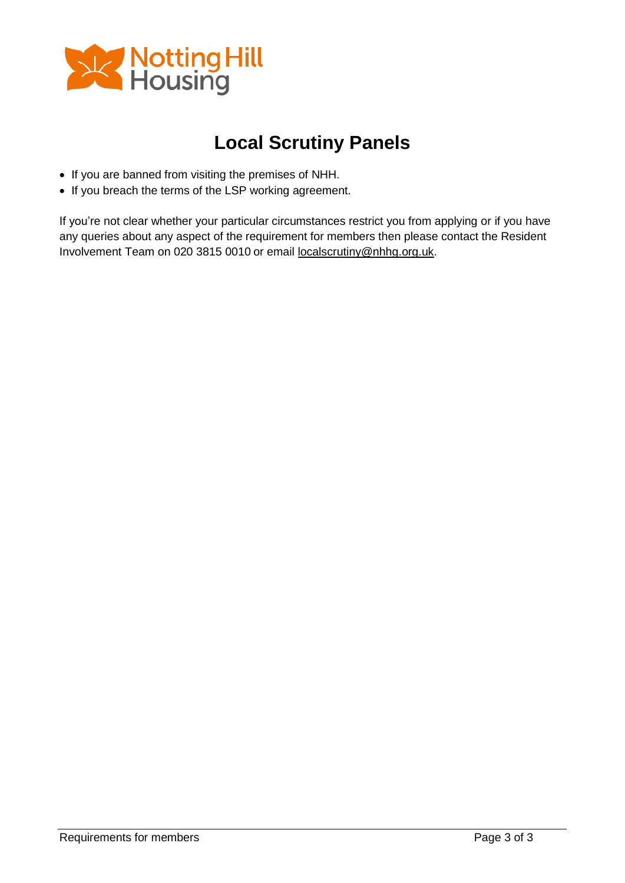# Local Scrutiny Panels

- If you are banned from visiting the premises of NHH.
- If you breach the terms of the LSP working agreement.

If you're not clear whether your particular circumstances restrict you from applying or if you have any queries about any aspect of the requirement for members then please contact the Resident Involvement Team on 020 3815 0010 or email localscrutiny@nhhg.org.uk.